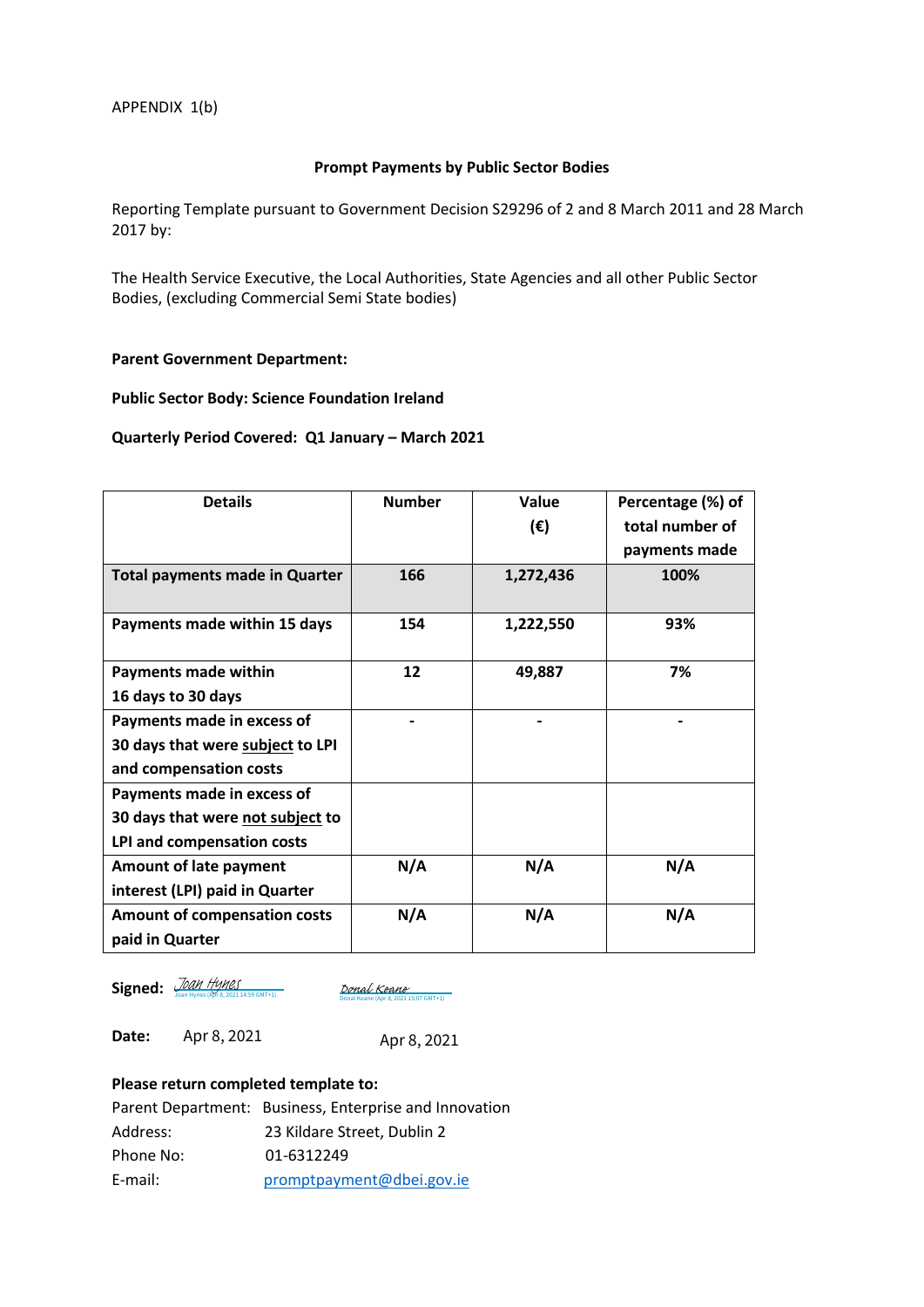APPENDIX 1(b)

**Prompt Payments by Public Sector Bodies**

Reporting Template pursuant to Government Decision S29296 of 2 and 8 March 2011 and 28 March 2017 by:

The Health Service Executive, the Local Authorities, State Agencies and all other Public Sector Bodies, (excluding Commercial Semi State bodies)

**Parent Government Department:**

**Public Sector Body: Science Foundation Ireland**

**Quarterly Period Covered: Q1 January – March 2021**

| Details | Number | Value (€) | Percentage (%) of total number of payments made |
|---|---|---|---|
| **Total payments made in Quarter** | **166** | **1,272,436** | **100%** |
| **Payments made within 15 days** | **154** | **1,222,550** | **93%** |
| **Payments made within 16 days to 30 days** | **12** | **49,887** | **7%** |
| **Payments made in excess of 30 days that were subject to LPI and compensation costs** | **-** | **-** | **-** |
| **Payments made in excess of 30 days that were not subject to LPI and compensation costs** | | | |
| **Amount of late payment interest (LPI) paid in Quarter** | **N/A** | **N/A** | **N/A** |
| **Amount of compensation costs paid in Quarter** | **N/A** | **N/A** | **N/A** |

**Signed:** Joan Hynes (Apr 8, 2021 14:59 GMT+1) Donal Keane (Apr 8, 2021 15:07 GMT+1)

**Date:** Apr 8, 2021 Apr 8, 2021

**Please return completed template to:**

Parent Department: Business, Enterprise and Innovation
Address: 23 Kildare Street, Dublin 2
Phone No: 01-6312249
E-mail: promptpayment@dbei.gov.ie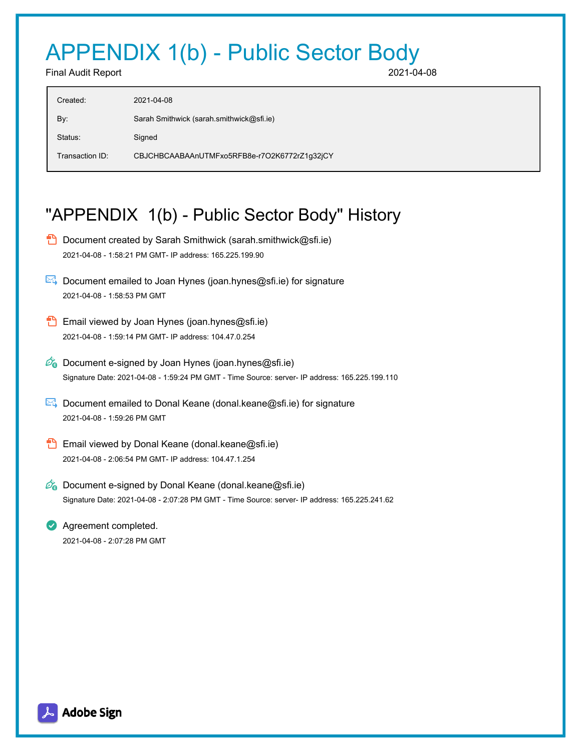# APPENDIX 1(b) - Public Sector Body

Final Audit Report 2021-04-08

| | |
|---|---|
| Created: | 2021-04-08 |
| By: | Sarah Smithwick (sarah.smithwick@sfi.ie) |
| Status: | Signed |
| Transaction ID: | CBJCHBCAABAAnUTMFxo5RFB8e-r7O2K6772rZ1g32jCY |

## "APPENDIX 1(b) - Public Sector Body" History

- Document created by Sarah Smithwick (sarah.smithwick@sfi.ie)
  2021-04-08 - 1:58:21 PM GMT- IP address: 165.225.199.90

- Document emailed to Joan Hynes (joan.hynes@sfi.ie) for signature
  2021-04-08 - 1:58:53 PM GMT

- Email viewed by Joan Hynes (joan.hynes@sfi.ie)
  2021-04-08 - 1:59:14 PM GMT- IP address: 104.47.0.254

- Document e-signed by Joan Hynes (joan.hynes@sfi.ie)
  Signature Date: 2021-04-08 - 1:59:24 PM GMT - Time Source: server- IP address: 165.225.199.110

- Document emailed to Donal Keane (donal.keane@sfi.ie) for signature
  2021-04-08 - 1:59:26 PM GMT

- Email viewed by Donal Keane (donal.keane@sfi.ie)
  2021-04-08 - 2:06:54 PM GMT- IP address: 104.47.1.254

- Document e-signed by Donal Keane (donal.keane@sfi.ie)
  Signature Date: 2021-04-08 - 2:07:28 PM GMT - Time Source: server- IP address: 165.225.241.62

- Agreement completed.
  2021-04-08 - 2:07:28 PM GMT

Adobe Sign